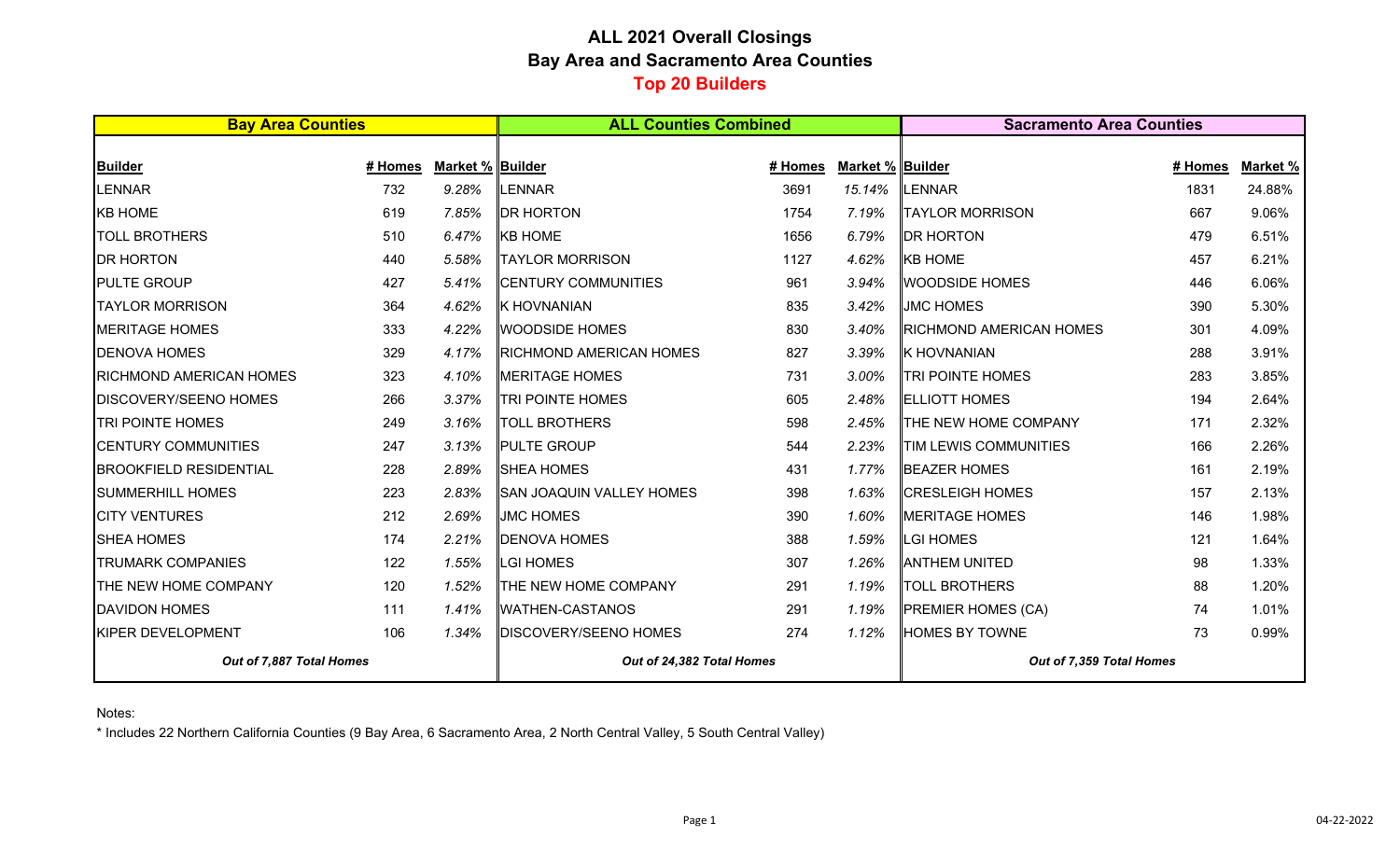# ALL 2021 Overall Closings
## Bay Area and Sacramento Area Counties
### Top 20 Builders

| Bay Area Counties | | | ALL Counties Combined | | | Sacramento Area Counties | | |
|---|---|---|---|---|---|---|---|---|
| **Builder** | **# Homes** | **Market %** | **Builder** | **# Homes** | **Market %** | **Builder** | **# Homes** | **Market %** |
| LENNAR | 732 | *9.28%* | LENNAR | 3691 | *15.14%* | LENNAR | 1831 | 24.88% |
| KB HOME | 619 | *7.85%* | DR HORTON | 1754 | *7.19%* | TAYLOR MORRISON | 667 | 9.06% |
| TOLL BROTHERS | 510 | *6.47%* | KB HOME | 1656 | *6.79%* | DR HORTON | 479 | 6.51% |
| DR HORTON | 440 | *5.58%* | TAYLOR MORRISON | 1127 | *4.62%* | KB HOME | 457 | 6.21% |
| PULTE GROUP | 427 | *5.41%* | CENTURY COMMUNITIES | 961 | *3.94%* | WOODSIDE HOMES | 446 | 6.06% |
| TAYLOR MORRISON | 364 | *4.62%* | K HOVNANIAN | 835 | *3.42%* | JMC HOMES | 390 | 5.30% |
| MERITAGE HOMES | 333 | *4.22%* | WOODSIDE HOMES | 830 | *3.40%* | RICHMOND AMERICAN HOMES | 301 | 4.09% |
| DENOVA HOMES | 329 | *4.17%* | RICHMOND AMERICAN HOMES | 827 | *3.39%* | K HOVNANIAN | 288 | 3.91% |
| RICHMOND AMERICAN HOMES | 323 | *4.10%* | MERITAGE HOMES | 731 | *3.00%* | TRI POINTE HOMES | 283 | 3.85% |
| DISCOVERY/SEENO HOMES | 266 | *3.37%* | TRI POINTE HOMES | 605 | *2.48%* | ELLIOTT HOMES | 194 | 2.64% |
| TRI POINTE HOMES | 249 | *3.16%* | TOLL BROTHERS | 598 | *2.45%* | THE NEW HOME COMPANY | 171 | 2.32% |
| CENTURY COMMUNITIES | 247 | *3.13%* | PULTE GROUP | 544 | *2.23%* | TIM LEWIS COMMUNITIES | 166 | 2.26% |
| BROOKFIELD RESIDENTIAL | 228 | *2.89%* | SHEA HOMES | 431 | *1.77%* | BEAZER HOMES | 161 | 2.19% |
| SUMMERHILL HOMES | 223 | *2.83%* | SAN JOAQUIN VALLEY HOMES | 398 | *1.63%* | CRESLEIGH HOMES | 157 | 2.13% |
| CITY VENTURES | 212 | *2.69%* | JMC HOMES | 390 | *1.60%* | MERITAGE HOMES | 146 | 1.98% |
| SHEA HOMES | 174 | *2.21%* | DENOVA HOMES | 388 | *1.59%* | LGI HOMES | 121 | 1.64% |
| TRUMARK COMPANIES | 122 | *1.55%* | LGI HOMES | 307 | *1.26%* | ANTHEM UNITED | 98 | 1.33% |
| THE NEW HOME COMPANY | 120 | *1.52%* | THE NEW HOME COMPANY | 291 | *1.19%* | TOLL BROTHERS | 88 | 1.20% |
| DAVIDON HOMES | 111 | *1.41%* | WATHEN-CASTANOS | 291 | *1.19%* | PREMIER HOMES (CA) | 74 | 1.01% |
| KIPER DEVELOPMENT | 106 | *1.34%* | DISCOVERY/SEENO HOMES | 274 | *1.12%* | HOMES BY TOWNE | 73 | 0.99% |
| *Out of 7,887 Total Homes* | | | *Out of 24,382 Total Homes* | | | *Out of 7,359 Total Homes* | | |

Notes:

* Includes 22 Northern California Counties (9 Bay Area, 6 Sacramento Area, 2 North Central Valley, 5 South Central Valley)

04-22-2022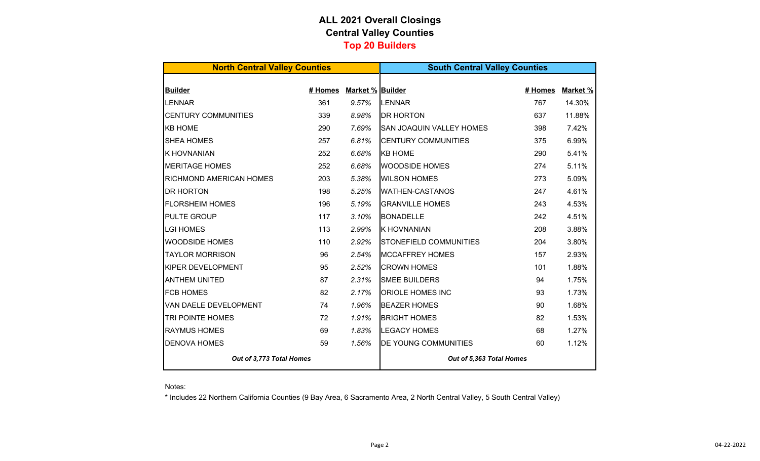# ALL 2021 Overall Closings
## Central Valley Counties
## Top 20 Builders

| North Central Valley Counties | | | South Central Valley Counties | | |
|---|---|---|---|---|---|
| **Builder** | **# Homes** | **Market %** | **Builder** | **# Homes** | **Market %** |
| LENNAR | 361 | *9.57%* | LENNAR | 767 | 14.30% |
| CENTURY COMMUNITIES | 339 | *8.98%* | DR HORTON | 637 | 11.88% |
| KB HOME | 290 | *7.69%* | SAN JOAQUIN VALLEY HOMES | 398 | 7.42% |
| SHEA HOMES | 257 | *6.81%* | CENTURY COMMUNITIES | 375 | 6.99% |
| K HOVNANIAN | 252 | *6.68%* | KB HOME | 290 | 5.41% |
| MERITAGE HOMES | 252 | *6.68%* | WOODSIDE HOMES | 274 | 5.11% |
| RICHMOND AMERICAN HOMES | 203 | *5.38%* | WILSON HOMES | 273 | 5.09% |
| DR HORTON | 198 | *5.25%* | WATHEN-CASTANOS | 247 | 4.61% |
| FLORSHEIM HOMES | 196 | *5.19%* | GRANVILLE HOMES | 243 | 4.53% |
| PULTE GROUP | 117 | *3.10%* | BONADELLE | 242 | 4.51% |
| LGI HOMES | 113 | *2.99%* | K HOVNANIAN | 208 | 3.88% |
| WOODSIDE HOMES | 110 | *2.92%* | STONEFIELD COMMUNITIES | 204 | 3.80% |
| TAYLOR MORRISON | 96 | *2.54%* | MCCAFFREY HOMES | 157 | 2.93% |
| KIPER DEVELOPMENT | 95 | *2.52%* | CROWN HOMES | 101 | 1.88% |
| ANTHEM UNITED | 87 | *2.31%* | SMEE BUILDERS | 94 | 1.75% |
| FCB HOMES | 82 | *2.17%* | ORIOLE HOMES INC | 93 | 1.73% |
| VAN DAELE DEVELOPMENT | 74 | *1.96%* | BEAZER HOMES | 90 | 1.68% |
| TRI POINTE HOMES | 72 | *1.91%* | BRIGHT HOMES | 82 | 1.53% |
| RAYMUS HOMES | 69 | *1.83%* | LEGACY HOMES | 68 | 1.27% |
| DENOVA HOMES | 59 | *1.56%* | DE YOUNG COMMUNITIES | 60 | 1.12% |
| ***Out of 3,773 Total Homes*** | | | ***Out of 5,363 Total Homes*** | | |

Notes:

* Includes 22 Northern California Counties (9 Bay Area, 6 Sacramento Area, 2 North Central Valley, 5 South Central Valley)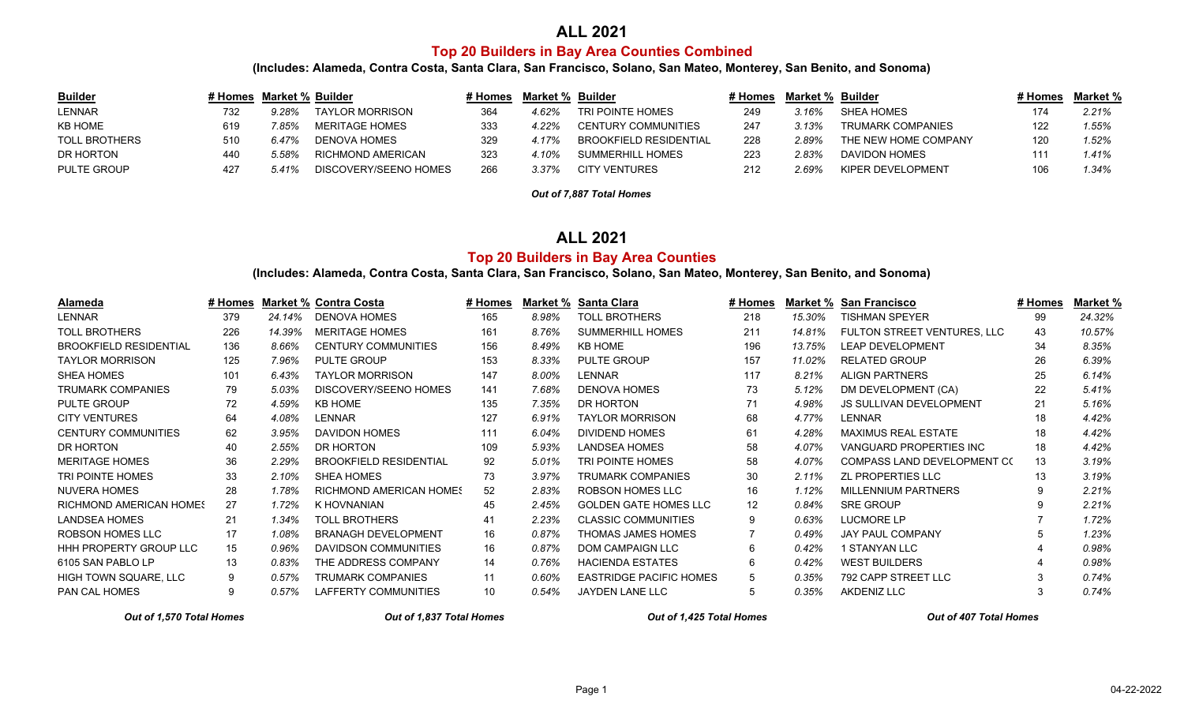# ALL 2021

## Top 20 Builders in Bay Area Counties Combined

**(Includes: Alameda, Contra Costa, Santa Clara, San Francisco, Solano, San Mateo, Monterey, San Benito, and Sonoma)**

| Builder | # Homes | Market % | Builder | # Homes | Market % | Builder | # Homes | Market % | Builder | # Homes | Market % |
|---|---|---|---|---|---|---|---|---|---|---|---|
| LENNAR | 732 | *9.28%* | TAYLOR MORRISON | 364 | *4.62%* | TRI POINTE HOMES | 249 | *3.16%* | SHEA HOMES | 174 | *2.21%* |
| KB HOME | 619 | *7.85%* | MERITAGE HOMES | 333 | *4.22%* | CENTURY COMMUNITIES | 247 | *3.13%* | TRUMARK COMPANIES | 122 | *1.55%* |
| TOLL BROTHERS | 510 | *6.47%* | DENOVA HOMES | 329 | *4.17%* | BROOKFIELD RESIDENTIAL | 228 | *2.89%* | THE NEW HOME COMPANY | 120 | *1.52%* |
| DR HORTON | 440 | *5.58%* | RICHMOND AMERICAN | 323 | *4.10%* | SUMMERHILL HOMES | 223 | *2.83%* | DAVIDON HOMES | 111 | *1.41%* |
| PULTE GROUP | 427 | *5.41%* | DISCOVERY/SEENO HOMES | 266 | *3.37%* | CITY VENTURES | 212 | *2.69%* | KIPER DEVELOPMENT | 106 | *1.34%* |

***Out of 7,887 Total Homes***

# ALL 2021

## Top 20 Builders in Bay Area Counties

**(Includes: Alameda, Contra Costa, Santa Clara, San Francisco, Solano, San Mateo, Monterey, San Benito, and Sonoma)**

| Alameda | # Homes | Market % | Contra Costa | # Homes | Market % | Santa Clara | # Homes | Market % | San Francisco | # Homes | Market % |
|---|---|---|---|---|---|---|---|---|---|---|---|
| LENNAR | 379 | *24.14%* | DENOVA HOMES | 165 | *8.98%* | TOLL BROTHERS | 218 | *15.30%* | TISHMAN SPEYER | 99 | *24.32%* |
| TOLL BROTHERS | 226 | *14.39%* | MERITAGE HOMES | 161 | *8.76%* | SUMMERHILL HOMES | 211 | *14.81%* | FULTON STREET VENTURES, LLC | 43 | *10.57%* |
| BROOKFIELD RESIDENTIAL | 136 | *8.66%* | CENTURY COMMUNITIES | 156 | *8.49%* | KB HOME | 196 | *13.75%* | LEAP DEVELOPMENT | 34 | *8.35%* |
| TAYLOR MORRISON | 125 | *7.96%* | PULTE GROUP | 153 | *8.33%* | PULTE GROUP | 157 | *11.02%* | RELATED GROUP | 26 | *6.39%* |
| SHEA HOMES | 101 | *6.43%* | TAYLOR MORRISON | 147 | *8.00%* | LENNAR | 117 | *8.21%* | ALIGN PARTNERS | 25 | *6.14%* |
| TRUMARK COMPANIES | 79 | *5.03%* | DISCOVERY/SEENO HOMES | 141 | *7.68%* | DENOVA HOMES | 73 | *5.12%* | DM DEVELOPMENT (CA) | 22 | *5.41%* |
| PULTE GROUP | 72 | *4.59%* | KB HOME | 135 | *7.35%* | DR HORTON | 71 | *4.98%* | JS SULLIVAN DEVELOPMENT | 21 | *5.16%* |
| CITY VENTURES | 64 | *4.08%* | LENNAR | 127 | *6.91%* | TAYLOR MORRISON | 68 | *4.77%* | LENNAR | 18 | *4.42%* |
| CENTURY COMMUNITIES | 62 | *3.95%* | DAVIDON HOMES | 111 | *6.04%* | DIVIDEND HOMES | 61 | *4.28%* | MAXIMUS REAL ESTATE | 18 | *4.42%* |
| DR HORTON | 40 | *2.55%* | DR HORTON | 109 | *5.93%* | LANDSEA HOMES | 58 | *4.07%* | VANGUARD PROPERTIES INC | 18 | *4.42%* |
| MERITAGE HOMES | 36 | *2.29%* | BROOKFIELD RESIDENTIAL | 92 | *5.01%* | TRI POINTE HOMES | 58 | *4.07%* | COMPASS LAND DEVELOPMENT CO | 13 | *3.19%* |
| TRI POINTE HOMES | 33 | *2.10%* | SHEA HOMES | 73 | *3.97%* | TRUMARK COMPANIES | 30 | *2.11%* | ZL PROPERTIES LLC | 13 | *3.19%* |
| NUVERA HOMES | 28 | *1.78%* | RICHMOND AMERICAN HOMES | 52 | *2.83%* | ROBSON HOMES LLC | 16 | *1.12%* | MILLENNIUM PARTNERS | 9 | *2.21%* |
| RICHMOND AMERICAN HOMES | 27 | *1.72%* | K HOVNANIAN | 45 | *2.45%* | GOLDEN GATE HOMES LLC | 12 | *0.84%* | SRE GROUP | 9 | *2.21%* |
| LANDSEA HOMES | 21 | *1.34%* | TOLL BROTHERS | 41 | *2.23%* | CLASSIC COMMUNITIES | 9 | *0.63%* | LUCMORE LP | 7 | *1.72%* |
| ROBSON HOMES LLC | 17 | *1.08%* | BRANAGH DEVELOPMENT | 16 | *0.87%* | THOMAS JAMES HOMES | 7 | *0.49%* | JAY PAUL COMPANY | 5 | *1.23%* |
| HHH PROPERTY GROUP LLC | 15 | *0.96%* | DAVIDSON COMMUNITIES | 16 | *0.87%* | DOM CAMPAIGN LLC | 6 | *0.42%* | 1 STANYAN LLC | 4 | *0.98%* |
| 6105 SAN PABLO LP | 13 | *0.83%* | THE ADDRESS COMPANY | 14 | *0.76%* | HACIENDA ESTATES | 6 | *0.42%* | WEST BUILDERS | 4 | *0.98%* |
| HIGH TOWN SQUARE, LLC | 9 | *0.57%* | TRUMARK COMPANIES | 11 | *0.60%* | EASTRIDGE PACIFIC HOMES | 5 | *0.35%* | 792 CAPP STREET LLC | 3 | *0.74%* |
| PAN CAL HOMES | 9 | *0.57%* | LAFFERTY COMMUNITIES | 10 | *0.54%* | JAYDEN LANE LLC | 5 | *0.35%* | AKDENIZ LLC | 3 | *0.74%* |
| ***Out of 1,570 Total Homes*** | | | ***Out of 1,837 Total Homes*** | | | ***Out of 1,425 Total Homes*** | | | ***Out of 407 Total Homes*** | | |

04-22-2022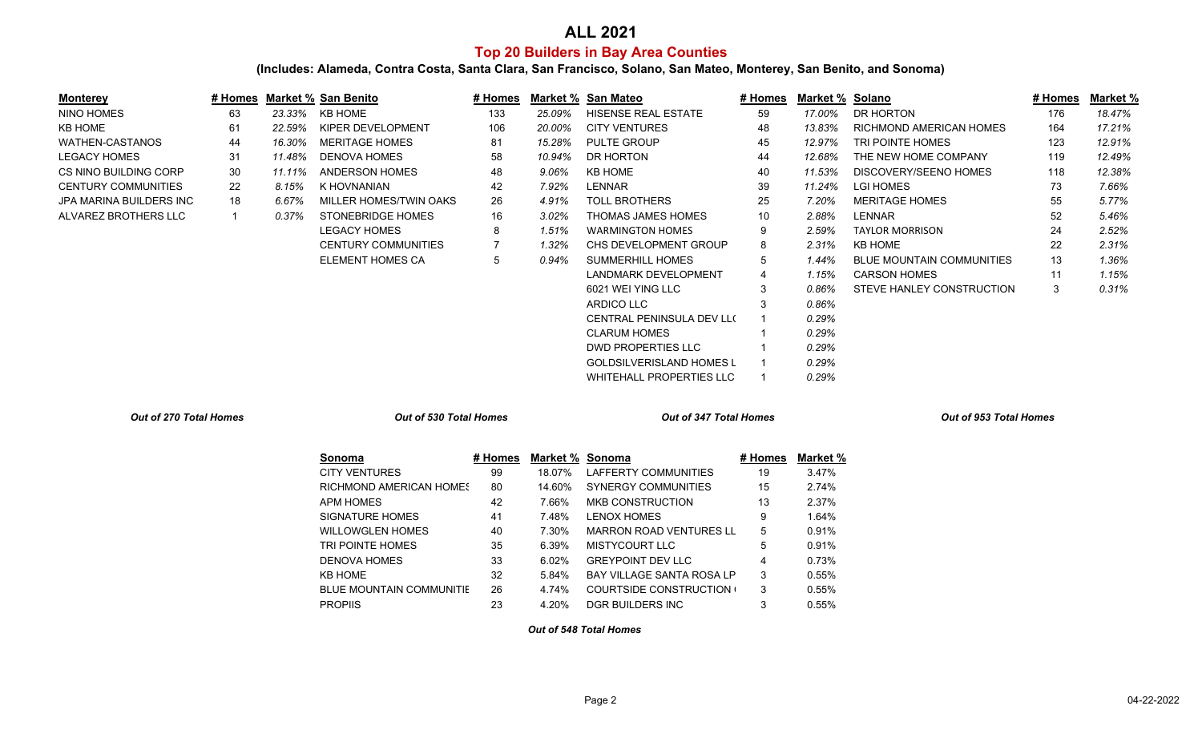# ALL 2021

## Top 20 Builders in Bay Area Counties

### (Includes: Alameda, Contra Costa, Santa Clara, San Francisco, Solano, San Mateo, Monterey, San Benito, and Sonoma)

| Monterey | # Homes | Market % |
|---|---|---|
| NINO HOMES | 63 | *23.33%* |
| KB HOME | 61 | *22.59%* |
| WATHEN-CASTANOS | 44 | *16.30%* |
| LEGACY HOMES | 31 | *11.48%* |
| CS NINO BUILDING CORP | 30 | *11.11%* |
| CENTURY COMMUNITIES | 22 | *8.15%* |
| JPA MARINA BUILDERS INC | 18 | *6.67%* |
| ALVAREZ BROTHERS LLC | 1 | *0.37%* |

***Out of 270 Total Homes***

| San Benito | # Homes | Market % |
|---|---|---|
| KB HOME | 133 | *25.09%* |
| KIPER DEVELOPMENT | 106 | *20.00%* |
| MERITAGE HOMES | 81 | *15.28%* |
| DENOVA HOMES | 58 | *10.94%* |
| ANDERSON HOMES | 48 | *9.06%* |
| K HOVNANIAN | 42 | *7.92%* |
| MILLER HOMES/TWIN OAKS | 26 | *4.91%* |
| STONEBRIDGE HOMES | 16 | *3.02%* |
| LEGACY HOMES | 8 | *1.51%* |
| CENTURY COMMUNITIES | 7 | *1.32%* |
| ELEMENT HOMES CA | 5 | *0.94%* |

***Out of 530 Total Homes***

| San Mateo | # Homes | Market % |
|---|---|---|
| HISENSE REAL ESTATE | 59 | *17.00%* |
| CITY VENTURES | 48 | *13.83%* |
| PULTE GROUP | 45 | *12.97%* |
| DR HORTON | 44 | *12.68%* |
| KB HOME | 40 | *11.53%* |
| LENNAR | 39 | *11.24%* |
| TOLL BROTHERS | 25 | *7.20%* |
| THOMAS JAMES HOMES | 10 | *2.88%* |
| WARMINGTON HOMES | 9 | *2.59%* |
| CHS DEVELOPMENT GROUP | 8 | *2.31%* |
| SUMMERHILL HOMES | 5 | *1.44%* |
| LANDMARK DEVELOPMENT | 4 | *1.15%* |
| 6021 WEI YING LLC | 3 | *0.86%* |
| ARDICO LLC | 3 | *0.86%* |
| CENTRAL PENINSULA DEV LL( | 1 | *0.29%* |
| CLARUM HOMES | 1 | *0.29%* |
| DWD PROPERTIES LLC | 1 | *0.29%* |
| GOLDSILVERISLAND HOMES L | 1 | *0.29%* |
| WHITEHALL PROPERTIES LLC | 1 | *0.29%* |

***Out of 347 Total Homes***

| Solano | # Homes | Market % |
|---|---|---|
| DR HORTON | 176 | *18.47%* |
| RICHMOND AMERICAN HOMES | 164 | *17.21%* |
| TRI POINTE HOMES | 123 | *12.91%* |
| THE NEW HOME COMPANY | 119 | *12.49%* |
| DISCOVERY/SEENO HOMES | 118 | *12.38%* |
| LGI HOMES | 73 | *7.66%* |
| MERITAGE HOMES | 55 | *5.77%* |
| LENNAR | 52 | *5.46%* |
| TAYLOR MORRISON | 24 | *2.52%* |
| KB HOME | 22 | *2.31%* |
| BLUE MOUNTAIN COMMUNITIES | 13 | *1.36%* |
| CARSON HOMES | 11 | *1.15%* |
| STEVE HANLEY CONSTRUCTION | 3 | *0.31%* |

***Out of 953 Total Homes***

| Sonoma | # Homes | Market % |
|---|---|---|
| CITY VENTURES | 99 | 18.07% |
| RICHMOND AMERICAN HOMES | 80 | 14.60% |
| APM HOMES | 42 | 7.66% |
| SIGNATURE HOMES | 41 | 7.48% |
| WILLOWGLEN HOMES | 40 | 7.30% |
| TRI POINTE HOMES | 35 | 6.39% |
| DENOVA HOMES | 33 | 6.02% |
| KB HOME | 32 | 5.84% |
| BLUE MOUNTAIN COMMUNITIE | 26 | 4.74% |
| PROPIIS | 23 | 4.20% |
| LAFFERTY COMMUNITIES | 19 | 3.47% |
| SYNERGY COMMUNITIES | 15 | 2.74% |
| MKB CONSTRUCTION | 13 | 2.37% |
| LENOX HOMES | 9 | 1.64% |
| MARRON ROAD VENTURES LL | 5 | 0.91% |
| MISTYCOURT LLC | 5 | 0.91% |
| GREYPOINT DEV LLC | 4 | 0.73% |
| BAY VILLAGE SANTA ROSA LP | 3 | 0.55% |
| COURTSIDE CONSTRUCTION ( | 3 | 0.55% |
| DGR BUILDERS INC | 3 | 0.55% |

***Out of 548 Total Homes***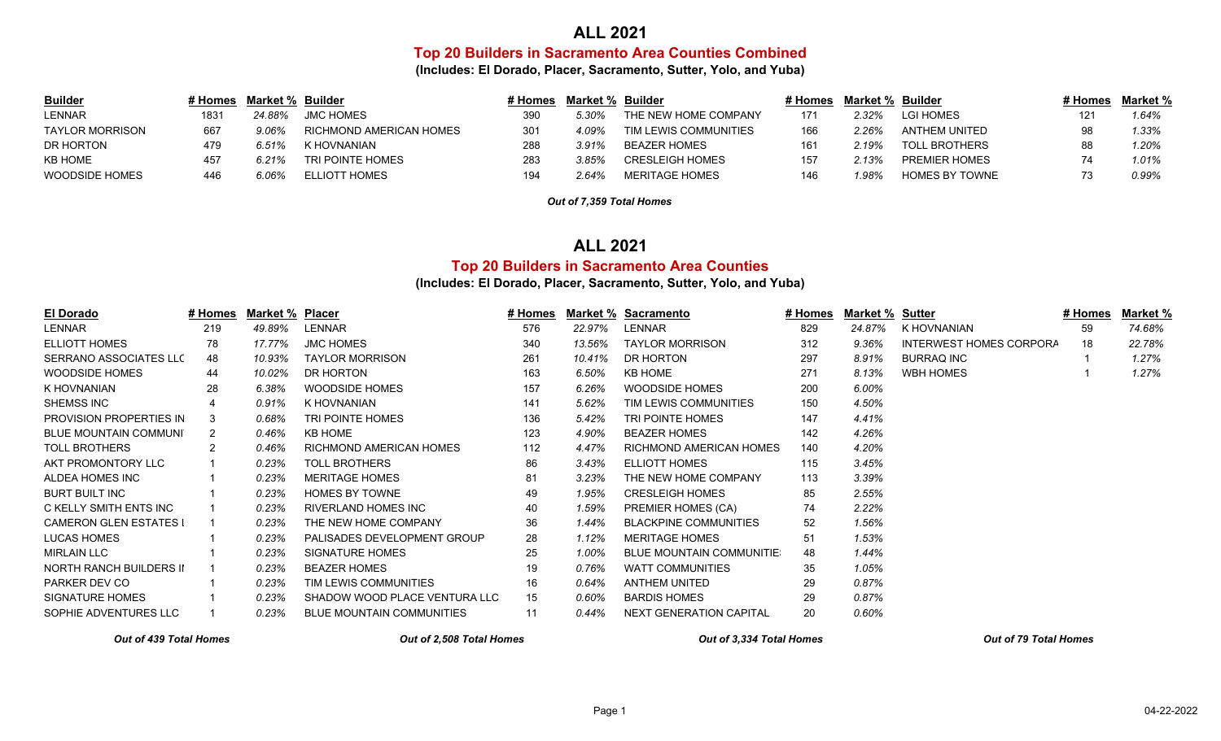# ALL 2021

## Top 20 Builders in Sacramento Area Counties Combined

**(Includes: El Dorado, Placer, Sacramento, Sutter, Yolo, and Yuba)**

| Builder | # Homes | Market % | Builder | # Homes | Market % | Builder | # Homes | Market % | Builder | # Homes | Market % |
|---|---|---|---|---|---|---|---|---|---|---|---|
| LENNAR | 1831 | *24.88%* | JMC HOMES | 390 | *5.30%* | THE NEW HOME COMPANY | 171 | *2.32%* | LGI HOMES | 121 | *1.64%* |
| TAYLOR MORRISON | 667 | *9.06%* | RICHMOND AMERICAN HOMES | 301 | *4.09%* | TIM LEWIS COMMUNITIES | 166 | *2.26%* | ANTHEM UNITED | 98 | *1.33%* |
| DR HORTON | 479 | *6.51%* | K HOVNANIAN | 288 | *3.91%* | BEAZER HOMES | 161 | *2.19%* | TOLL BROTHERS | 88 | *1.20%* |
| KB HOME | 457 | *6.21%* | TRI POINTE HOMES | 283 | *3.85%* | CRESLEIGH HOMES | 157 | *2.13%* | PREMIER HOMES | 74 | *1.01%* |
| WOODSIDE HOMES | 446 | *6.06%* | ELLIOTT HOMES | 194 | *2.64%* | MERITAGE HOMES | 146 | *1.98%* | HOMES BY TOWNE | 73 | *0.99%* |

***Out of 7,359 Total Homes***

# ALL 2021

## Top 20 Builders in Sacramento Area Counties

**(Includes: El Dorado, Placer, Sacramento, Sutter, Yolo, and Yuba)**

| El Dorado | # Homes | Market % | Placer | # Homes | Market % | Sacramento | # Homes | Market % | Sutter | # Homes | Market % |
|---|---|---|---|---|---|---|---|---|---|---|---|
| LENNAR | 219 | *49.89%* | LENNAR | 576 | *22.97%* | LENNAR | 829 | *24.87%* | K HOVNANIAN | 59 | *74.68%* |
| ELLIOTT HOMES | 78 | *17.77%* | JMC HOMES | 340 | *13.56%* | TAYLOR MORRISON | 312 | *9.36%* | INTERWEST HOMES CORPORA | 18 | *22.78%* |
| SERRANO ASSOCIATES LLC | 48 | *10.93%* | TAYLOR MORRISON | 261 | *10.41%* | DR HORTON | 297 | *8.91%* | BURRAQ INC | 1 | *1.27%* |
| WOODSIDE HOMES | 44 | *10.02%* | DR HORTON | 163 | *6.50%* | KB HOME | 271 | *8.13%* | WBH HOMES | 1 | *1.27%* |
| K HOVNANIAN | 28 | *6.38%* | WOODSIDE HOMES | 157 | *6.26%* | WOODSIDE HOMES | 200 | *6.00%* | | | |
| SHEMSS INC | 4 | *0.91%* | K HOVNANIAN | 141 | *5.62%* | TIM LEWIS COMMUNITIES | 150 | *4.50%* | | | |
| PROVISION PROPERTIES IN | 3 | *0.68%* | TRI POINTE HOMES | 136 | *5.42%* | TRI POINTE HOMES | 147 | *4.41%* | | | |
| BLUE MOUNTAIN COMMUNI | 2 | *0.46%* | KB HOME | 123 | *4.90%* | BEAZER HOMES | 142 | *4.26%* | | | |
| TOLL BROTHERS | 2 | *0.46%* | RICHMOND AMERICAN HOMES | 112 | *4.47%* | RICHMOND AMERICAN HOMES | 140 | *4.20%* | | | |
| AKT PROMONTORY LLC | 1 | *0.23%* | TOLL BROTHERS | 86 | *3.43%* | ELLIOTT HOMES | 115 | *3.45%* | | | |
| ALDEA HOMES INC | 1 | *0.23%* | MERITAGE HOMES | 81 | *3.23%* | THE NEW HOME COMPANY | 113 | *3.39%* | | | |
| BURT BUILT INC | 1 | *0.23%* | HOMES BY TOWNE | 49 | *1.95%* | CRESLEIGH HOMES | 85 | *2.55%* | | | |
| C KELLY SMITH ENTS INC | 1 | *0.23%* | RIVERLAND HOMES INC | 40 | *1.59%* | PREMIER HOMES (CA) | 74 | *2.22%* | | | |
| CAMERON GLEN ESTATES I | 1 | *0.23%* | THE NEW HOME COMPANY | 36 | *1.44%* | BLACKPINE COMMUNITIES | 52 | *1.56%* | | | |
| LUCAS HOMES | 1 | *0.23%* | PALISADES DEVELOPMENT GROUP | 28 | *1.12%* | MERITAGE HOMES | 51 | *1.53%* | | | |
| MIRLAIN LLC | 1 | *0.23%* | SIGNATURE HOMES | 25 | *1.00%* | BLUE MOUNTAIN COMMUNITIE | 48 | *1.44%* | | | |
| NORTH RANCH BUILDERS II | 1 | *0.23%* | BEAZER HOMES | 19 | *0.76%* | WATT COMMUNITIES | 35 | *1.05%* | | | |
| PARKER DEV CO | 1 | *0.23%* | TIM LEWIS COMMUNITIES | 16 | *0.64%* | ANTHEM UNITED | 29 | *0.87%* | | | |
| SIGNATURE HOMES | 1 | *0.23%* | SHADOW WOOD PLACE VENTURA LLC | 15 | *0.60%* | BARDIS HOMES | 29 | *0.87%* | | | |
| SOPHIE ADVENTURES LLC | 1 | *0.23%* | BLUE MOUNTAIN COMMUNITIES | 11 | *0.44%* | NEXT GENERATION CAPITAL | 20 | *0.60%* | | | |
| ***Out of 439 Total Homes*** | | | ***Out of 2,508 Total Homes*** | | | ***Out of 3,334 Total Homes*** | | | ***Out of 79 Total Homes*** | | |

04-22-2022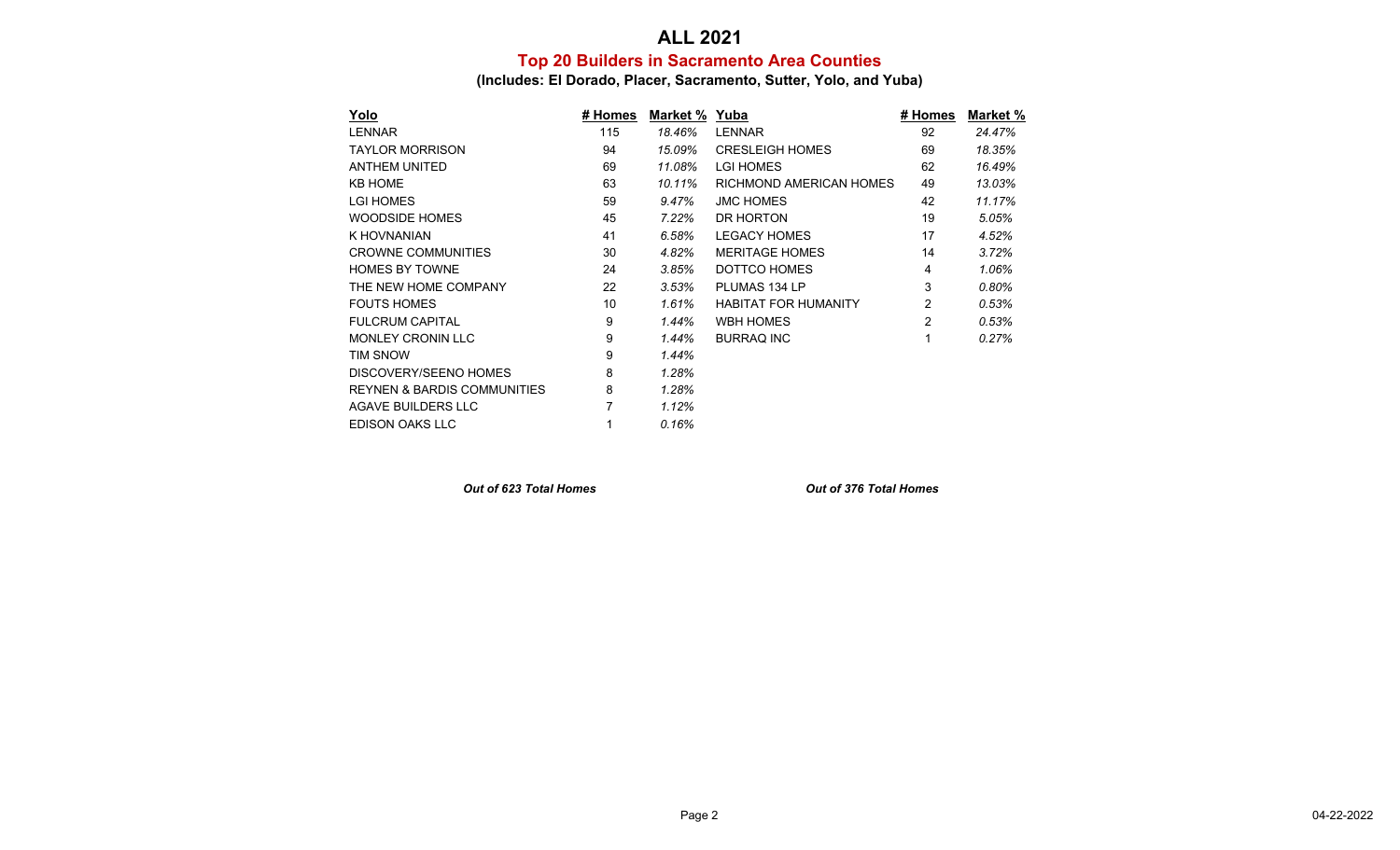# ALL 2021

## Top 20 Builders in Sacramento Area Counties

### (Includes: El Dorado, Placer, Sacramento, Sutter, Yolo, and Yuba)

| Yolo | # Homes | Market % |
|---|---|---|
| LENNAR | 115 | *18.46%* |
| TAYLOR MORRISON | 94 | *15.09%* |
| ANTHEM UNITED | 69 | *11.08%* |
| KB HOME | 63 | *10.11%* |
| LGI HOMES | 59 | *9.47%* |
| WOODSIDE HOMES | 45 | *7.22%* |
| K HOVNANIAN | 41 | *6.58%* |
| CROWNE COMMUNITIES | 30 | *4.82%* |
| HOMES BY TOWNE | 24 | *3.85%* |
| THE NEW HOME COMPANY | 22 | *3.53%* |
| FOUTS HOMES | 10 | *1.61%* |
| FULCRUM CAPITAL | 9 | *1.44%* |
| MONLEY CRONIN LLC | 9 | *1.44%* |
| TIM SNOW | 9 | *1.44%* |
| DISCOVERY/SEENO HOMES | 8 | *1.28%* |
| REYNEN & BARDIS COMMUNITIES | 8 | *1.28%* |
| AGAVE BUILDERS LLC | 7 | *1.12%* |
| EDISON OAKS LLC | 1 | *0.16%* |

***Out of 623 Total Homes***

| Yuba | # Homes | Market % |
|---|---|---|
| LENNAR | 92 | *24.47%* |
| CRESLEIGH HOMES | 69 | *18.35%* |
| LGI HOMES | 62 | *16.49%* |
| RICHMOND AMERICAN HOMES | 49 | *13.03%* |
| JMC HOMES | 42 | *11.17%* |
| DR HORTON | 19 | *5.05%* |
| LEGACY HOMES | 17 | *4.52%* |
| MERITAGE HOMES | 14 | *3.72%* |
| DOTTCO HOMES | 4 | *1.06%* |
| PLUMAS 134 LP | 3 | *0.80%* |
| HABITAT FOR HUMANITY | 2 | *0.53%* |
| WBH HOMES | 2 | *0.53%* |
| BURRAQ INC | 1 | *0.27%* |

***Out of 376 Total Homes***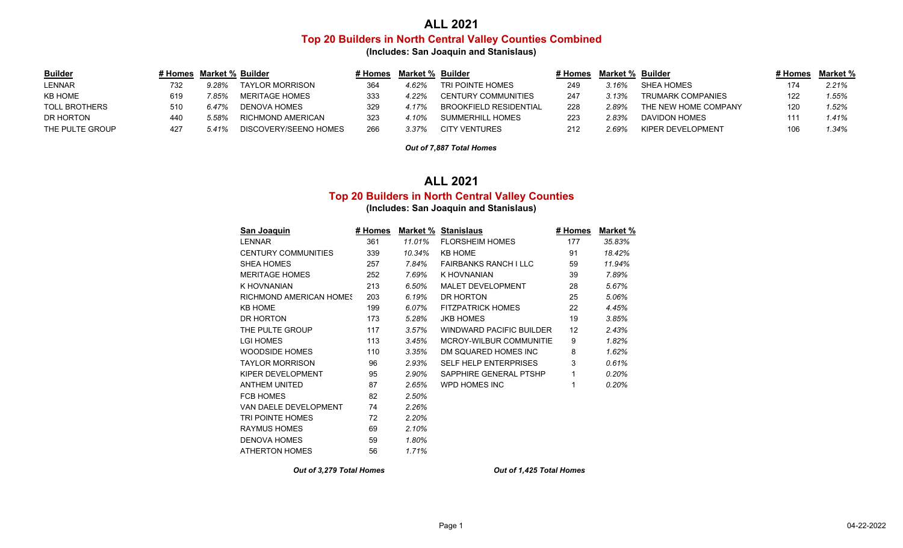# ALL 2021

## Top 20 Builders in North Central Valley Counties Combined

**(Includes: San Joaquin and Stanislaus)**

| Builder | # Homes | Market % | Builder | # Homes | Market % | Builder | # Homes | Market % | Builder | # Homes | Market % |
|---|---|---|---|---|---|---|---|---|---|---|---|
| LENNAR | 732 | *9.28%* | TAYLOR MORRISON | 364 | *4.62%* | TRI POINTE HOMES | 249 | *3.16%* | SHEA HOMES | 174 | *2.21%* |
| KB HOME | 619 | *7.85%* | MERITAGE HOMES | 333 | *4.22%* | CENTURY COMMUNITIES | 247 | *3.13%* | TRUMARK COMPANIES | 122 | *1.55%* |
| TOLL BROTHERS | 510 | *6.47%* | DENOVA HOMES | 329 | *4.17%* | BROOKFIELD RESIDENTIAL | 228 | *2.89%* | THE NEW HOME COMPANY | 120 | *1.52%* |
| DR HORTON | 440 | *5.58%* | RICHMOND AMERICAN | 323 | *4.10%* | SUMMERHILL HOMES | 223 | *2.83%* | DAVIDON HOMES | 111 | *1.41%* |
| THE PULTE GROUP | 427 | *5.41%* | DISCOVERY/SEENO HOMES | 266 | *3.37%* | CITY VENTURES | 212 | *2.69%* | KIPER DEVELOPMENT | 106 | *1.34%* |

***Out of 7,887 Total Homes***

# ALL 2021

## Top 20 Builders in North Central Valley Counties

**(Includes: San Joaquin and Stanislaus)**

| San Joaquin | # Homes | Market % | Stanislaus | # Homes | Market % |
|---|---|---|---|---|---|
| LENNAR | 361 | *11.01%* | FLORSHEIM HOMES | 177 | *35.83%* |
| CENTURY COMMUNITIES | 339 | *10.34%* | KB HOME | 91 | *18.42%* |
| SHEA HOMES | 257 | *7.84%* | FAIRBANKS RANCH I LLC | 59 | *11.94%* |
| MERITAGE HOMES | 252 | *7.69%* | K HOVNANIAN | 39 | *7.89%* |
| K HOVNANIAN | 213 | *6.50%* | MALET DEVELOPMENT | 28 | *5.67%* |
| RICHMOND AMERICAN HOMES | 203 | *6.19%* | DR HORTON | 25 | *5.06%* |
| KB HOME | 199 | *6.07%* | FITZPATRICK HOMES | 22 | *4.45%* |
| DR HORTON | 173 | *5.28%* | JKB HOMES | 19 | *3.85%* |
| THE PULTE GROUP | 117 | *3.57%* | WINDWARD PACIFIC BUILDER | 12 | *2.43%* |
| LGI HOMES | 113 | *3.45%* | MCROY-WILBUR COMMUNITIE | 9 | *1.82%* |
| WOODSIDE HOMES | 110 | *3.35%* | DM SQUARED HOMES INC | 8 | *1.62%* |
| TAYLOR MORRISON | 96 | *2.93%* | SELF HELP ENTERPRISES | 3 | *0.61%* |
| KIPER DEVELOPMENT | 95 | *2.90%* | SAPPHIRE GENERAL PTSHP | 1 | *0.20%* |
| ANTHEM UNITED | 87 | *2.65%* | WPD HOMES INC | 1 | *0.20%* |
| FCB HOMES | 82 | *2.50%* | | | |
| VAN DAELE DEVELOPMENT | 74 | *2.26%* | | | |
| TRI POINTE HOMES | 72 | *2.20%* | | | |
| RAYMUS HOMES | 69 | *2.10%* | | | |
| DENOVA HOMES | 59 | *1.80%* | | | |
| ATHERTON HOMES | 56 | *1.71%* | | | |
| ***Out of 3,279 Total Homes*** | | | ***Out of 1,425 Total Homes*** | | |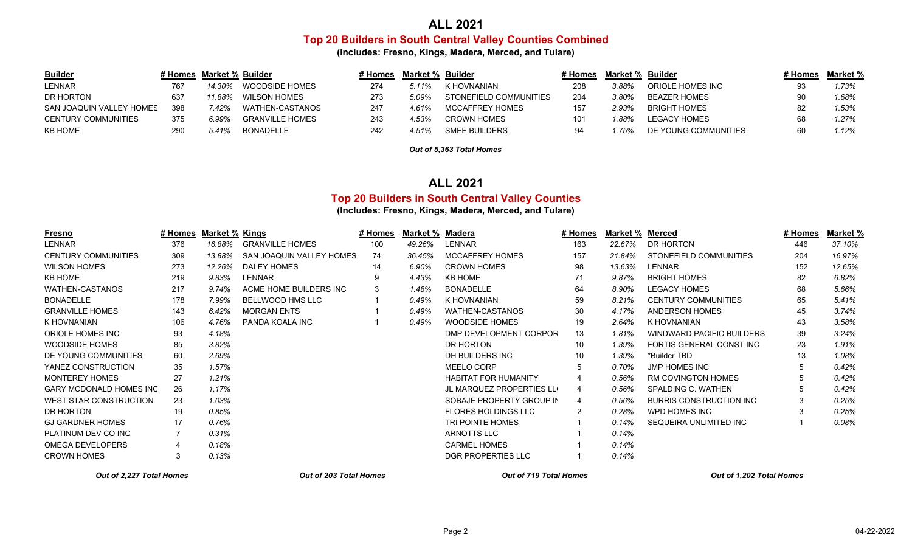# ALL 2021

## Top 20 Builders in South Central Valley Counties Combined

**(Includes: Fresno, Kings, Madera, Merced, and Tulare)**

| Builder | # Homes | Market % | Builder | # Homes | Market % | Builder | # Homes | Market % | Builder | # Homes | Market % |
|---|---|---|---|---|---|---|---|---|---|---|---|
| LENNAR | 767 | *14.30%* | WOODSIDE HOMES | 274 | *5.11%* | K HOVNANIAN | 208 | *3.88%* | ORIOLE HOMES INC | 93 | *1.73%* |
| DR HORTON | 637 | *11.88%* | WILSON HOMES | 273 | *5.09%* | STONEFIELD COMMUNITIES | 204 | *3.80%* | BEAZER HOMES | 90 | *1.68%* |
| SAN JOAQUIN VALLEY HOMES | 398 | *7.42%* | WATHEN-CASTANOS | 247 | *4.61%* | MCCAFFREY HOMES | 157 | *2.93%* | BRIGHT HOMES | 82 | *1.53%* |
| CENTURY COMMUNITIES | 375 | *6.99%* | GRANVILLE HOMES | 243 | *4.53%* | CROWN HOMES | 101 | *1.88%* | LEGACY HOMES | 68 | *1.27%* |
| KB HOME | 290 | *5.41%* | BONADELLE | 242 | *4.51%* | SMEE BUILDERS | 94 | *1.75%* | DE YOUNG COMMUNITIES | 60 | *1.12%* |

***Out of 5,363 Total Homes***

# ALL 2021

## Top 20 Builders in South Central Valley Counties

**(Includes: Fresno, Kings, Madera, Merced, and Tulare)**

| Fresno | # Homes | Market % | Kings | # Homes | Market % | Madera | # Homes | Market % | Merced | # Homes | Market % |
|---|---|---|---|---|---|---|---|---|---|---|---|
| LENNAR | 376 | *16.88%* | GRANVILLE HOMES | 100 | *49.26%* | LENNAR | 163 | *22.67%* | DR HORTON | 446 | *37.10%* |
| CENTURY COMMUNITIES | 309 | *13.88%* | SAN JOAQUIN VALLEY HOMES | 74 | *36.45%* | MCCAFFREY HOMES | 157 | *21.84%* | STONEFIELD COMMUNITIES | 204 | *16.97%* |
| WILSON HOMES | 273 | *12.26%* | DALEY HOMES | 14 | *6.90%* | CROWN HOMES | 98 | *13.63%* | LENNAR | 152 | *12.65%* |
| KB HOME | 219 | *9.83%* | LENNAR | 9 | *4.43%* | KB HOME | 71 | *9.87%* | BRIGHT HOMES | 82 | *6.82%* |
| WATHEN-CASTANOS | 217 | *9.74%* | ACME HOME BUILDERS INC | 3 | *1.48%* | BONADELLE | 64 | *8.90%* | LEGACY HOMES | 68 | *5.66%* |
| BONADELLE | 178 | *7.99%* | BELLWOOD HMS LLC | 1 | *0.49%* | K HOVNANIAN | 59 | *8.21%* | CENTURY COMMUNITIES | 65 | *5.41%* |
| GRANVILLE HOMES | 143 | *6.42%* | MORGAN ENTS | 1 | *0.49%* | WATHEN-CASTANOS | 30 | *4.17%* | ANDERSON HOMES | 45 | *3.74%* |
| K HOVNANIAN | 106 | *4.76%* | PANDA KOALA INC | 1 | *0.49%* | WOODSIDE HOMES | 19 | *2.64%* | K HOVNANIAN | 43 | *3.58%* |
| ORIOLE HOMES INC | 93 | *4.18%* | | | | DMP DEVELOPMENT CORPOR | 13 | *1.81%* | WINDWARD PACIFIC BUILDERS | 39 | *3.24%* |
| WOODSIDE HOMES | 85 | *3.82%* | | | | DR HORTON | 10 | *1.39%* | FORTIS GENERAL CONST INC | 23 | *1.91%* |
| DE YOUNG COMMUNITIES | 60 | *2.69%* | | | | DH BUILDERS INC | 10 | *1.39%* | *Builder TBD | 13 | *1.08%* |
| YANEZ CONSTRUCTION | 35 | *1.57%* | | | | MEELO CORP | 5 | *0.70%* | JMP HOMES INC | 5 | *0.42%* |
| MONTEREY HOMES | 27 | *1.21%* | | | | HABITAT FOR HUMANITY | 4 | *0.56%* | RM COVINGTON HOMES | 5 | *0.42%* |
| GARY MCDONALD HOMES INC | 26 | *1.17%* | | | | JL MARQUEZ PROPERTIES LL( | 4 | *0.56%* | SPALDING C. WATHEN | 5 | *0.42%* |
| WEST STAR CONSTRUCTION | 23 | *1.03%* | | | | SOBAJE PROPERTY GROUP IN | 4 | *0.56%* | BURRIS CONSTRUCTION INC | 3 | *0.25%* |
| DR HORTON | 19 | *0.85%* | | | | FLORES HOLDINGS LLC | 2 | *0.28%* | WPD HOMES INC | 3 | *0.25%* |
| GJ GARDNER HOMES | 17 | *0.76%* | | | | TRI POINTE HOMES | 1 | *0.14%* | SEQUEIRA UNLIMITED INC | 1 | *0.08%* |
| PLATINUM DEV CO INC | 7 | *0.31%* | | | | ARNOTTS LLC | 1 | *0.14%* | | | |
| OMEGA DEVELOPERS | 4 | *0.18%* | | | | CARMEL HOMES | 1 | *0.14%* | | | |
| CROWN HOMES | 3 | *0.13%* | | | | DGR PROPERTIES LLC | 1 | *0.14%* | | | |
| ***Out of 2,227 Total Homes*** | | | ***Out of 203 Total Homes*** | | | ***Out of 719 Total Homes*** | | | ***Out of 1,202 Total Homes*** | | |

04-22-2022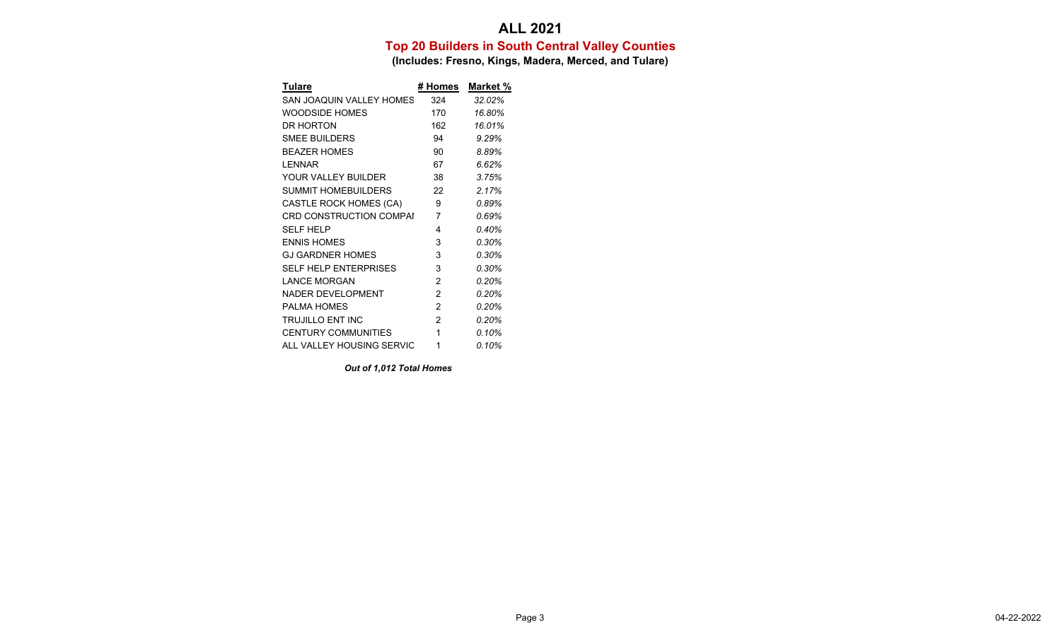# ALL 2021

## Top 20 Builders in South Central Valley Counties

**(Includes: Fresno, Kings, Madera, Merced, and Tulare)**

| Tulare | # Homes | Market % |
|---|---|---|
| SAN JOAQUIN VALLEY HOMES | 324 | *32.02%* |
| WOODSIDE HOMES | 170 | *16.80%* |
| DR HORTON | 162 | *16.01%* |
| SMEE BUILDERS | 94 | *9.29%* |
| BEAZER HOMES | 90 | *8.89%* |
| LENNAR | 67 | *6.62%* |
| YOUR VALLEY BUILDER | 38 | *3.75%* |
| SUMMIT HOMEBUILDERS | 22 | *2.17%* |
| CASTLE ROCK HOMES (CA) | 9 | *0.89%* |
| CRD CONSTRUCTION COMPAI | 7 | *0.69%* |
| SELF HELP | 4 | *0.40%* |
| ENNIS HOMES | 3 | *0.30%* |
| GJ GARDNER HOMES | 3 | *0.30%* |
| SELF HELP ENTERPRISES | 3 | *0.30%* |
| LANCE MORGAN | 2 | *0.20%* |
| NADER DEVELOPMENT | 2 | *0.20%* |
| PALMA HOMES | 2 | *0.20%* |
| TRUJILLO ENT INC | 2 | *0.20%* |
| CENTURY COMMUNITIES | 1 | *0.10%* |
| ALL VALLEY HOUSING SERVIC | 1 | *0.10%* |

***Out of 1,012 Total Homes***